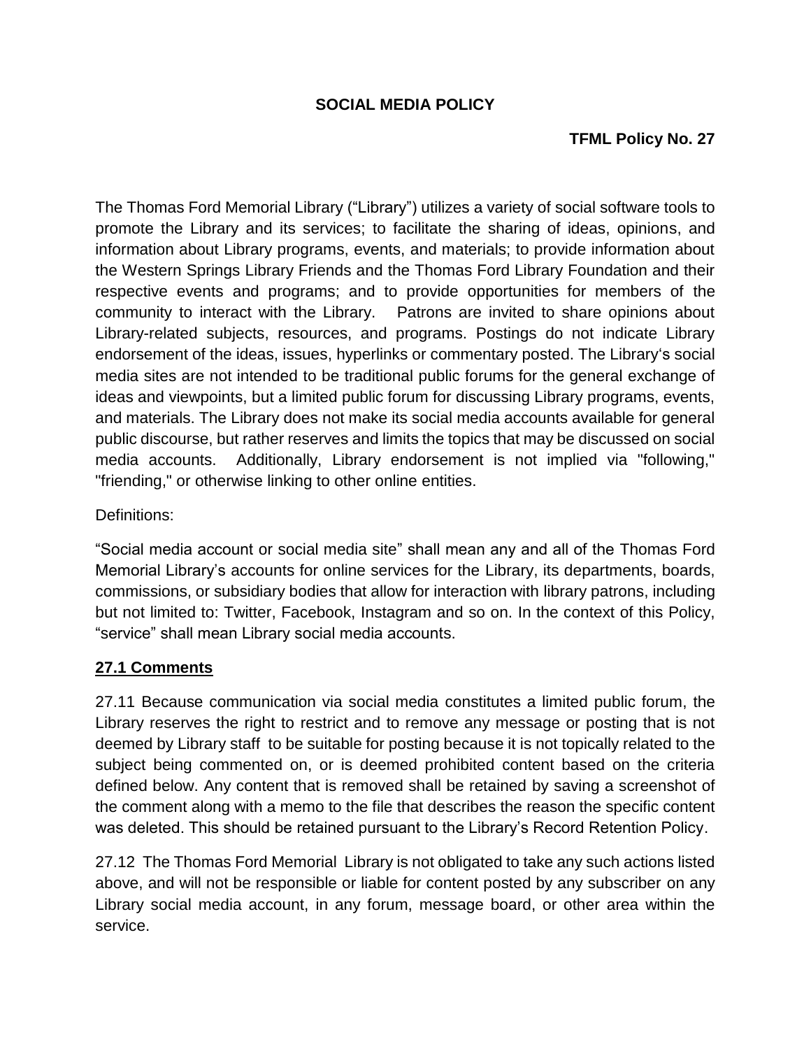# SOCIAL MEDIA POLICY

**TFML Policy No. 27**

The Thomas Ford Memorial Library ("Library") utilizes a variety of social software tools to promote the Library and its services; to facilitate the sharing of ideas, opinions, and information about Library programs, events, and materials; to provide information about the Western Springs Library Friends and the Thomas Ford Library Foundation and their respective events and programs; and to provide opportunities for members of the community to interact with the Library. Patrons are invited to share opinions about Library-related subjects, resources, and programs. Postings do not indicate Library endorsement of the ideas, issues, hyperlinks or commentary posted. The Library's social media sites are not intended to be traditional public forums for the general exchange of ideas and viewpoints, but a limited public forum for discussing Library programs, events, and materials. The Library does not make its social media accounts available for general public discourse, but rather reserves and limits the topics that may be discussed on social media accounts. Additionally, Library endorsement is not implied via "following," "friending," or otherwise linking to other online entities.

Definitions:

"Social media account or social media site" shall mean any and all of the Thomas Ford Memorial Library's accounts for online services for the Library, its departments, boards, commissions, or subsidiary bodies that allow for interaction with library patrons, including but not limited to: Twitter, Facebook, Instagram and so on. In the context of this Policy, "service" shall mean Library social media accounts.

## 27.1 Comments

27.11 Because communication via social media constitutes a limited public forum, the Library reserves the right to restrict and to remove any message or posting that is not deemed by Library staff to be suitable for posting because it is not topically related to the subject being commented on, or is deemed prohibited content based on the criteria defined below. Any content that is removed shall be retained by saving a screenshot of the comment along with a memo to the file that describes the reason the specific content was deleted. This should be retained pursuant to the Library's Record Retention Policy.

27.12 The Thomas Ford Memorial Library is not obligated to take any such actions listed above, and will not be responsible or liable for content posted by any subscriber on any Library social media account, in any forum, message board, or other area within the service.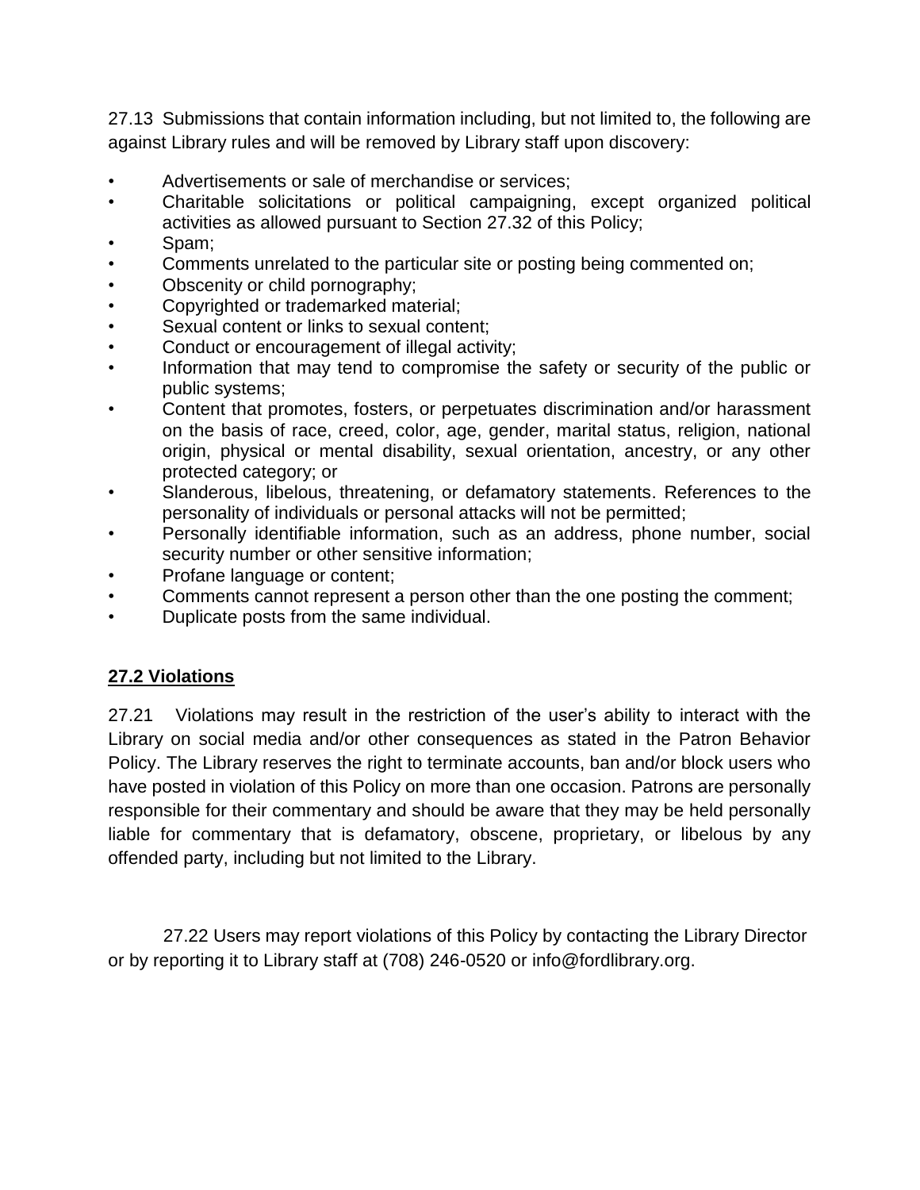27.13 Submissions that contain information including, but not limited to, the following are against Library rules and will be removed by Library staff upon discovery:

- Advertisements or sale of merchandise or services;
- Charitable solicitations or political campaigning, except organized political activities as allowed pursuant to Section 27.32 of this Policy;
- Spam;
- Comments unrelated to the particular site or posting being commented on;
- Obscenity or child pornography;
- Copyrighted or trademarked material;
- Sexual content or links to sexual content;
- Conduct or encouragement of illegal activity;
- Information that may tend to compromise the safety or security of the public or public systems;
- Content that promotes, fosters, or perpetuates discrimination and/or harassment on the basis of race, creed, color, age, gender, marital status, religion, national origin, physical or mental disability, sexual orientation, ancestry, or any other protected category; or
- Slanderous, libelous, threatening, or defamatory statements. References to the personality of individuals or personal attacks will not be permitted;
- Personally identifiable information, such as an address, phone number, social security number or other sensitive information;
- Profane language or content;
- Comments cannot represent a person other than the one posting the comment;
- Duplicate posts from the same individual.

## **27.2 Violations**

27.21 Violations may result in the restriction of the user's ability to interact with the Library on social media and/or other consequences as stated in the Patron Behavior Policy. The Library reserves the right to terminate accounts, ban and/or block users who have posted in violation of this Policy on more than one occasion. Patrons are personally responsible for their commentary and should be aware that they may be held personally liable for commentary that is defamatory, obscene, proprietary, or libelous by any offended party, including but not limited to the Library.

27.22 Users may report violations of this Policy by contacting the Library Director or by reporting it to Library staff at (708) 246-0520 or info@fordlibrary.org.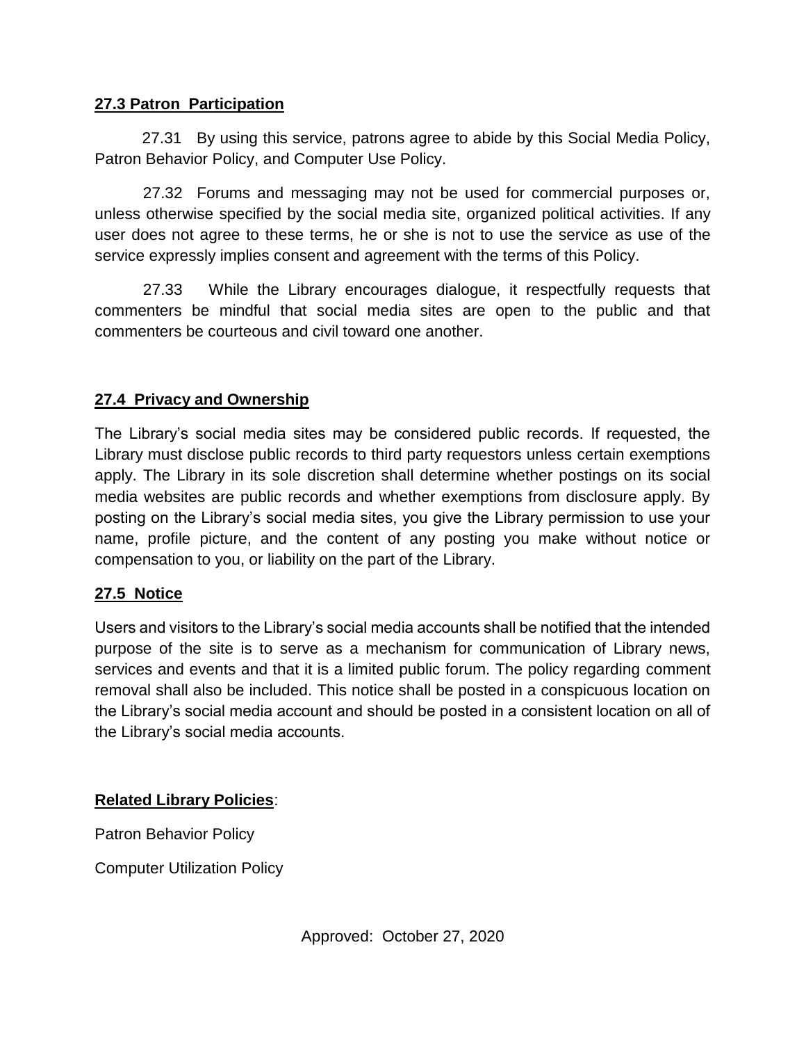**27.3 Patron Participation**

27.31 By using this service, patrons agree to abide by this Social Media Policy, Patron Behavior Policy, and Computer Use Policy.

27.32 Forums and messaging may not be used for commercial purposes or, unless otherwise specified by the social media site, organized political activities. If any user does not agree to these terms, he or she is not to use the service as use of the service expressly implies consent and agreement with the terms of this Policy.

27.33 While the Library encourages dialogue, it respectfully requests that commenters be mindful that social media sites are open to the public and that commenters be courteous and civil toward one another.

**27.4 Privacy and Ownership**

The Library's social media sites may be considered public records. If requested, the Library must disclose public records to third party requestors unless certain exemptions apply. The Library in its sole discretion shall determine whether postings on its social media websites are public records and whether exemptions from disclosure apply. By posting on the Library's social media sites, you give the Library permission to use your name, profile picture, and the content of any posting you make without notice or compensation to you, or liability on the part of the Library.

**27.5 Notice**

Users and visitors to the Library's social media accounts shall be notified that the intended purpose of the site is to serve as a mechanism for communication of Library news, services and events and that it is a limited public forum. The policy regarding comment removal shall also be included. This notice shall be posted in a conspicuous location on the Library's social media account and should be posted in a consistent location on all of the Library's social media accounts.

**Related Library Policies**:

Patron Behavior Policy

Computer Utilization Policy

Approved: October 27, 2020